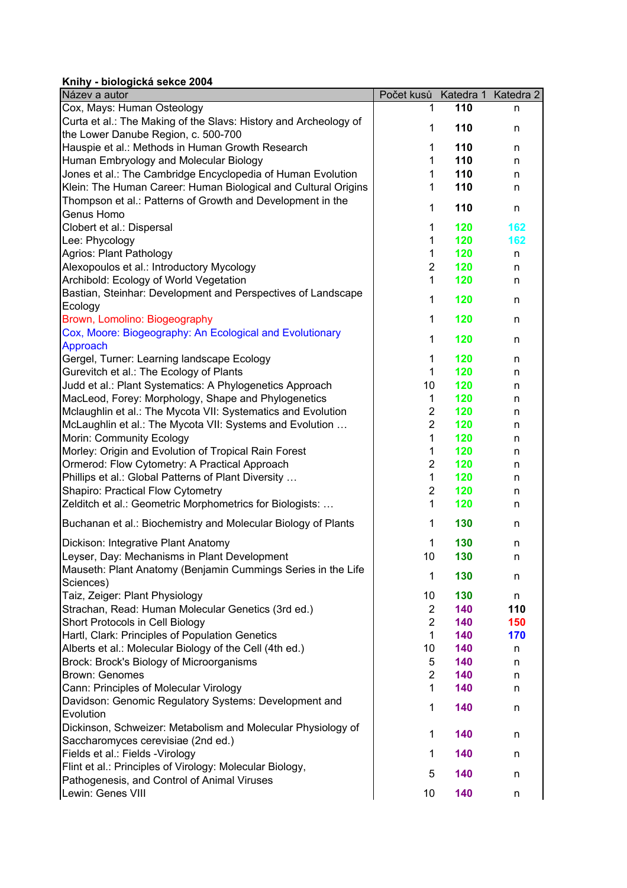**Knihy - biologická sekce 2004**

| Název a autor | Počet kusů | Katedra 1 | Katedra 2 |
|---|---|---|---|
| Cox, Mays: Human Osteology | 1 | **110** | n |
| Curta et al.: The Making of the Slavs: History and Archeology of the Lower Danube Region, c. 500-700 | 1 | **110** | n |
| Hauspie et al.: Methods in Human Growth Research | 1 | **110** | n |
| Human Embryology and Molecular Biology | 1 | **110** | n |
| Jones et al.: The Cambridge Encyclopedia of Human Evolution | 1 | **110** | n |
| Klein: The Human Career: Human Biological and Cultural Origins | 1 | **110** | n |
| Thompson et al.: Patterns of Growth and Development in the Genus Homo | 1 | **110** | n |
| Clobert et al.: Dispersal | 1 | **120** | **162** |
| Lee: Phycology | 1 | **120** | **162** |
| Agrios: Plant Pathology | 1 | **120** | n |
| Alexopoulos et al.: Introductory Mycology | 2 | **120** | n |
| Archibold: Ecology of World Vegetation | 1 | **120** | n |
| Bastian, Steinhar: Development and Perspectives of Landscape Ecology | 1 | **120** | n |
| Brown, Lomolino: Biogeography | 1 | **120** | n |
| Cox, Moore: Biogeography: An Ecological and Evolutionary Approach | 1 | **120** | n |
| Gergel, Turner: Learning landscape Ecology | 1 | **120** | n |
| Gurevitch et al.: The Ecology of Plants | 1 | **120** | n |
| Judd et al.: Plant Systematics: A Phylogenetics Approach | 10 | **120** | n |
| MacLeod, Forey: Morphology, Shape and Phylogenetics | 1 | **120** | n |
| Mclaughlin et al.: The Mycota VII: Systematics and Evolution | 2 | **120** | n |
| McLaughlin et al.: The Mycota VII: Systems and Evolution … | 2 | **120** | n |
| Morin: Community Ecology | 1 | **120** | n |
| Morley: Origin and Evolution of Tropical Rain Forest | 1 | **120** | n |
| Ormerod: Flow Cytometry: A Practical Approach | 2 | **120** | n |
| Phillips et al.: Global Patterns of Plant Diversity … | 1 | **120** | n |
| Shapiro: Practical Flow Cytometry | 2 | **120** | n |
| Zelditch et al.: Geometric Morphometrics for Biologists: … | 1 | **120** | n |
| Buchanan et al.: Biochemistry and Molecular Biology of Plants | 1 | **130** | n |
| Dickison: Integrative Plant Anatomy | 1 | **130** | n |
| Leyser, Day: Mechanisms in Plant Development | 10 | **130** | n |
| Mauseth: Plant Anatomy (Benjamin Cummings Series in the Life Sciences) | 1 | **130** | n |
| Taiz, Zeiger: Plant Physiology | 10 | **130** | n |
| Strachan, Read: Human Molecular Genetics (3rd ed.) | 2 | **140** | **110** |
| Short Protocols in Cell Biology | 2 | **140** | **150** |
| Hartl, Clark: Principles of Population Genetics | 1 | **140** | **170** |
| Alberts et al.: Molecular Biology of the Cell (4th ed.) | 10 | **140** | n |
| Brock: Brock's Biology of Microorganisms | 5 | **140** | n |
| Brown: Genomes | 2 | **140** | n |
| Cann: Principles of Molecular Virology | 1 | **140** | n |
| Davidson: Genomic Regulatory Systems: Development and Evolution | 1 | **140** | n |
| Dickinson, Schweizer: Metabolism and Molecular Physiology of Saccharomyces cerevisiae (2nd ed.) | 1 | **140** | n |
| Fields et al.: Fields -Virology | 1 | **140** | n |
| Flint et al.: Principles of Virology: Molecular Biology, Pathogenesis, and Control of Animal Viruses | 5 | **140** | n |
| Lewin: Genes VIII | 10 | **140** | n |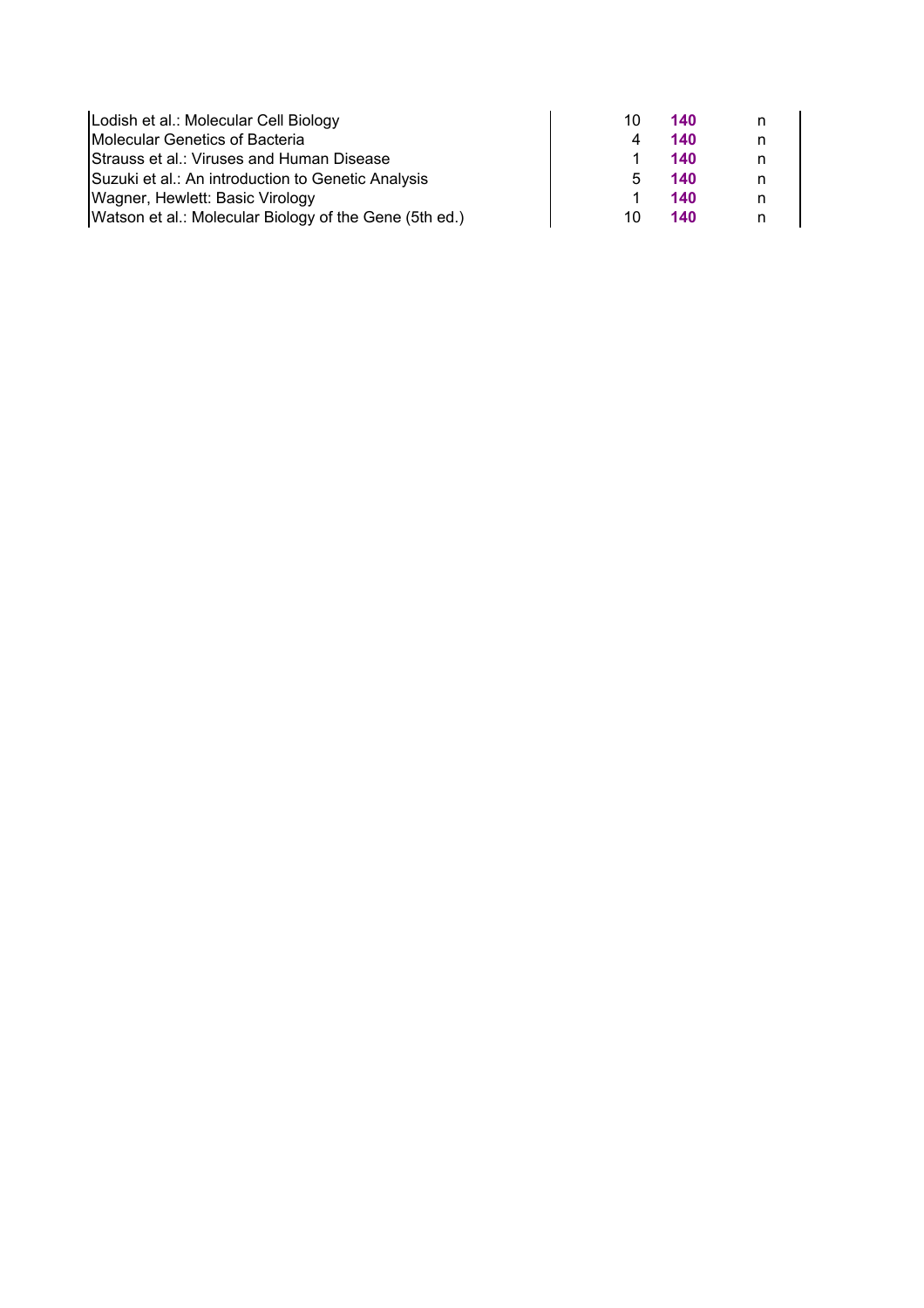| | | | |
|---|---|---|---|
| Lodish et al.: Molecular Cell Biology | 10 | **140** | n |
| Molecular Genetics of Bacteria | 4 | **140** | n |
| Strauss et al.: Viruses and Human Disease | 1 | **140** | n |
| Suzuki et al.: An introduction to Genetic Analysis | 5 | **140** | n |
| Wagner, Hewlett: Basic Virology | 1 | **140** | n |
| Watson et al.: Molecular Biology of the Gene (5th ed.) | 10 | **140** | n |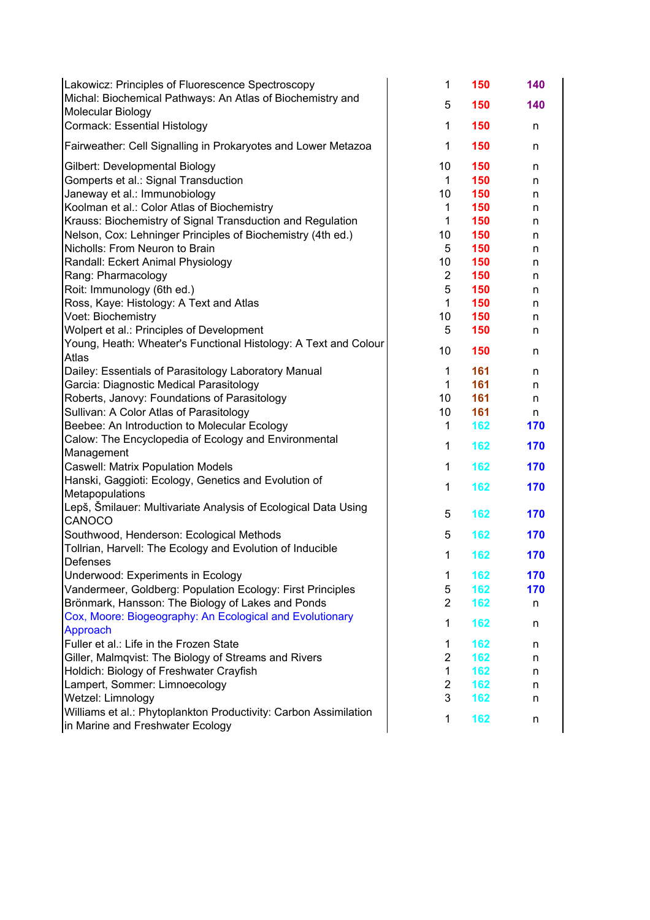| | | | |
|---|---|---|---|
| Lakowicz: Principles of Fluorescence Spectroscopy | 1 | **150** | **140** |
| Michal: Biochemical Pathways: An Atlas of Biochemistry and Molecular Biology | 5 | **150** | **140** |
| Cormack: Essential Histology | 1 | **150** | n |
| Fairweather: Cell Signalling in Prokaryotes and Lower Metazoa | 1 | **150** | n |
| Gilbert: Developmental Biology | 10 | **150** | n |
| Gomperts et al.: Signal Transduction | 1 | **150** | n |
| Janeway et al.: Immunobiology | 10 | **150** | n |
| Koolman et al.: Color Atlas of Biochemistry | 1 | **150** | n |
| Krauss: Biochemistry of Signal Transduction and Regulation | 1 | **150** | n |
| Nelson, Cox: Lehninger Principles of Biochemistry (4th ed.) | 10 | **150** | n |
| Nicholls: From Neuron to Brain | 5 | **150** | n |
| Randall: Eckert Animal Physiology | 10 | **150** | n |
| Rang: Pharmacology | 2 | **150** | n |
| Roit: Immunology (6th ed.) | 5 | **150** | n |
| Ross, Kaye: Histology: A Text and Atlas | 1 | **150** | n |
| Voet: Biochemistry | 10 | **150** | n |
| Wolpert et al.: Principles of Development | 5 | **150** | n |
| Young, Heath: Wheater's Functional Histology: A Text and Colour Atlas | 10 | **150** | n |
| Dailey: Essentials of Parasitology Laboratory Manual | 1 | **161** | n |
| Garcia: Diagnostic Medical Parasitology | 1 | **161** | n |
| Roberts, Janovy: Foundations of Parasitology | 10 | **161** | n |
| Sullivan: A Color Atlas of Parasitology | 10 | **161** | n |
| Beebee: An Introduction to Molecular Ecology | 1 | **162** | **170** |
| Calow: The Encyclopedia of Ecology and Environmental Management | 1 | **162** | **170** |
| Caswell: Matrix Population Models | 1 | **162** | **170** |
| Hanski, Gaggioti: Ecology, Genetics and Evolution of Metapopulations | 1 | **162** | **170** |
| Lepš, Šmilauer: Multivariate Analysis of Ecological Data Using CANOCO | 5 | **162** | **170** |
| Southwood, Henderson: Ecological Methods | 5 | **162** | **170** |
| Tollrian, Harvell: The Ecology and Evolution of Inducible Defenses | 1 | **162** | **170** |
| Underwood: Experiments in Ecology | 1 | **162** | **170** |
| Vandermeer, Goldberg: Population Ecology: First Principles | 5 | **162** | **170** |
| Brönmark, Hansson: The Biology of Lakes and Ponds | 2 | **162** | n |
| Cox, Moore: Biogeography: An Ecological and Evolutionary Approach | 1 | **162** | n |
| Fuller et al.: Life in the Frozen State | 1 | **162** | n |
| Giller, Malmqvist: The Biology of Streams and Rivers | 2 | **162** | n |
| Holdich: Biology of Freshwater Crayfish | 1 | **162** | n |
| Lampert, Sommer: Limnoecology | 2 | **162** | n |
| Wetzel: Limnology | 3 | **162** | n |
| Williams et al.: Phytoplankton Productivity: Carbon Assimilation in Marine and Freshwater Ecology | 1 | **162** | n |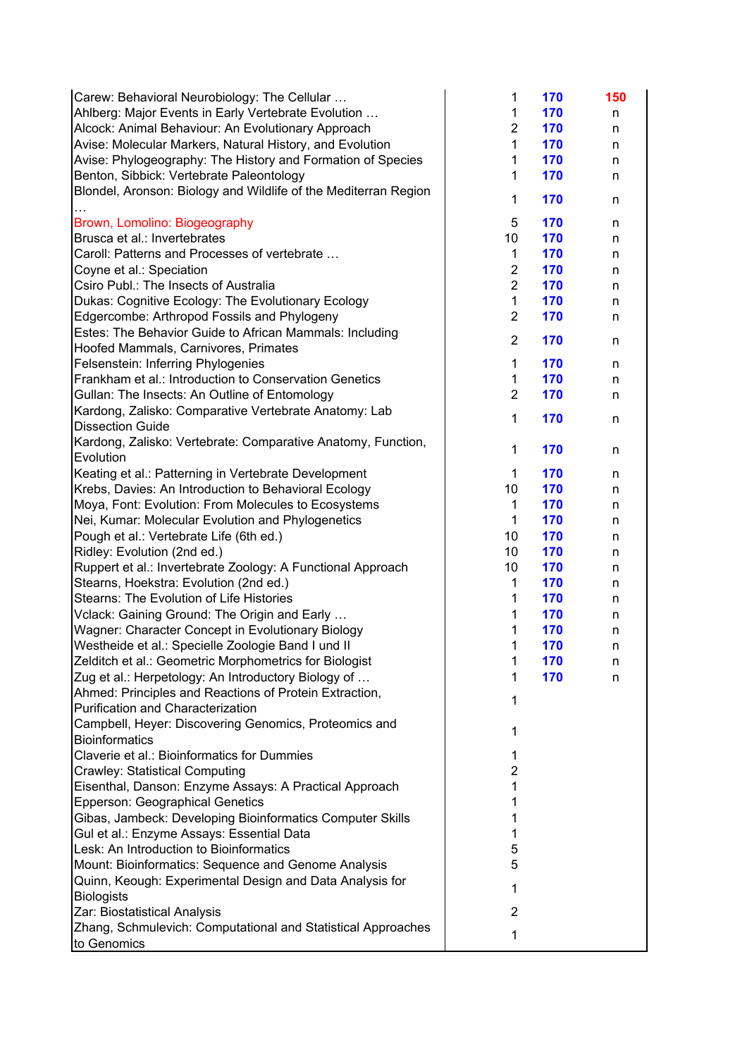| | | | |
|---|---|---|---|
| Carew: Behavioral Neurobiology: The Cellular … | 1 | **170** | **150** |
| Ahlberg: Major Events in Early Vertebrate Evolution … | 1 | **170** | n |
| Alcock: Animal Behaviour: An Evolutionary Approach | 2 | **170** | n |
| Avise: Molecular Markers, Natural History, and Evolution | 1 | **170** | n |
| Avise: Phylogeography: The History and Formation of Species | 1 | **170** | n |
| Benton, Sibbick: Vertebrate Paleontology | 1 | **170** | n |
| Blondel, Aronson: Biology and Wildlife of the Mediterran Region … | 1 | **170** | n |
| Brown, Lomolino: Biogeography | 5 | **170** | n |
| Brusca et al.: Invertebrates | 10 | **170** | n |
| Caroll: Patterns and Processes of vertebrate … | 1 | **170** | n |
| Coyne et al.: Speciation | 2 | **170** | n |
| Csiro Publ.: The Insects of Australia | 2 | **170** | n |
| Dukas: Cognitive Ecology: The Evolutionary Ecology | 1 | **170** | n |
| Edgercombe: Arthropod Fossils and Phylogeny | 2 | **170** | n |
| Estes: The Behavior Guide to African Mammals: Including Hoofed Mammals, Carnivores, Primates | 2 | **170** | n |
| Felsenstein: Inferring Phylogenies | 1 | **170** | n |
| Frankham et al.: Introduction to Conservation Genetics | 1 | **170** | n |
| Gullan: The Insects: An Outline of Entomology | 2 | **170** | n |
| Kardong, Zalisko: Comparative Vertebrate Anatomy: Lab Dissection Guide | 1 | **170** | n |
| Kardong, Zalisko: Vertebrate: Comparative Anatomy, Function, Evolution | 1 | **170** | n |
| Keating et al.: Patterning in Vertebrate Development | 1 | **170** | n |
| Krebs, Davies: An Introduction to Behavioral Ecology | 10 | **170** | n |
| Moya, Font: Evolution: From Molecules to Ecosystems | 1 | **170** | n |
| Nei, Kumar: Molecular Evolution and Phylogenetics | 1 | **170** | n |
| Pough et al.: Vertebrate Life (6th ed.) | 10 | **170** | n |
| Ridley: Evolution (2nd ed.) | 10 | **170** | n |
| Ruppert et al.: Invertebrate Zoology: A Functional Approach | 10 | **170** | n |
| Stearns, Hoekstra: Evolution (2nd ed.) | 1 | **170** | n |
| Stearns: The Evolution of Life Histories | 1 | **170** | n |
| Vclack: Gaining Ground: The Origin and Early … | 1 | **170** | n |
| Wagner: Character Concept in Evolutionary Biology | 1 | **170** | n |
| Westheide et al.: Specielle Zoologie Band I und II | 1 | **170** | n |
| Zelditch et al.: Geometric Morphometrics for Biologist | 1 | **170** | n |
| Zug et al.: Herpetology: An Introductory Biology of … | 1 | **170** | n |
| Ahmed: Principles and Reactions of Protein Extraction, Purification and Characterization | 1 | | |
| Campbell, Heyer: Discovering Genomics, Proteomics and Bioinformatics | 1 | | |
| Claverie et al.: Bioinformatics for Dummies | 1 | | |
| Crawley: Statistical Computing | 2 | | |
| Eisenthal, Danson: Enzyme Assays: A Practical Approach | 1 | | |
| Epperson: Geographical Genetics | 1 | | |
| Gibas, Jambeck: Developing Bioinformatics Computer Skills | 1 | | |
| Gul et al.: Enzyme Assays: Essential Data | 1 | | |
| Lesk: An Introduction to Bioinformatics | 5 | | |
| Mount: Bioinformatics: Sequence and Genome Analysis | 5 | | |
| Quinn, Keough: Experimental Design and Data Analysis for Biologists | 1 | | |
| Zar: Biostatistical Analysis | 2 | | |
| Zhang, Schmulevich: Computational and Statistical Approaches to Genomics | 1 | | |